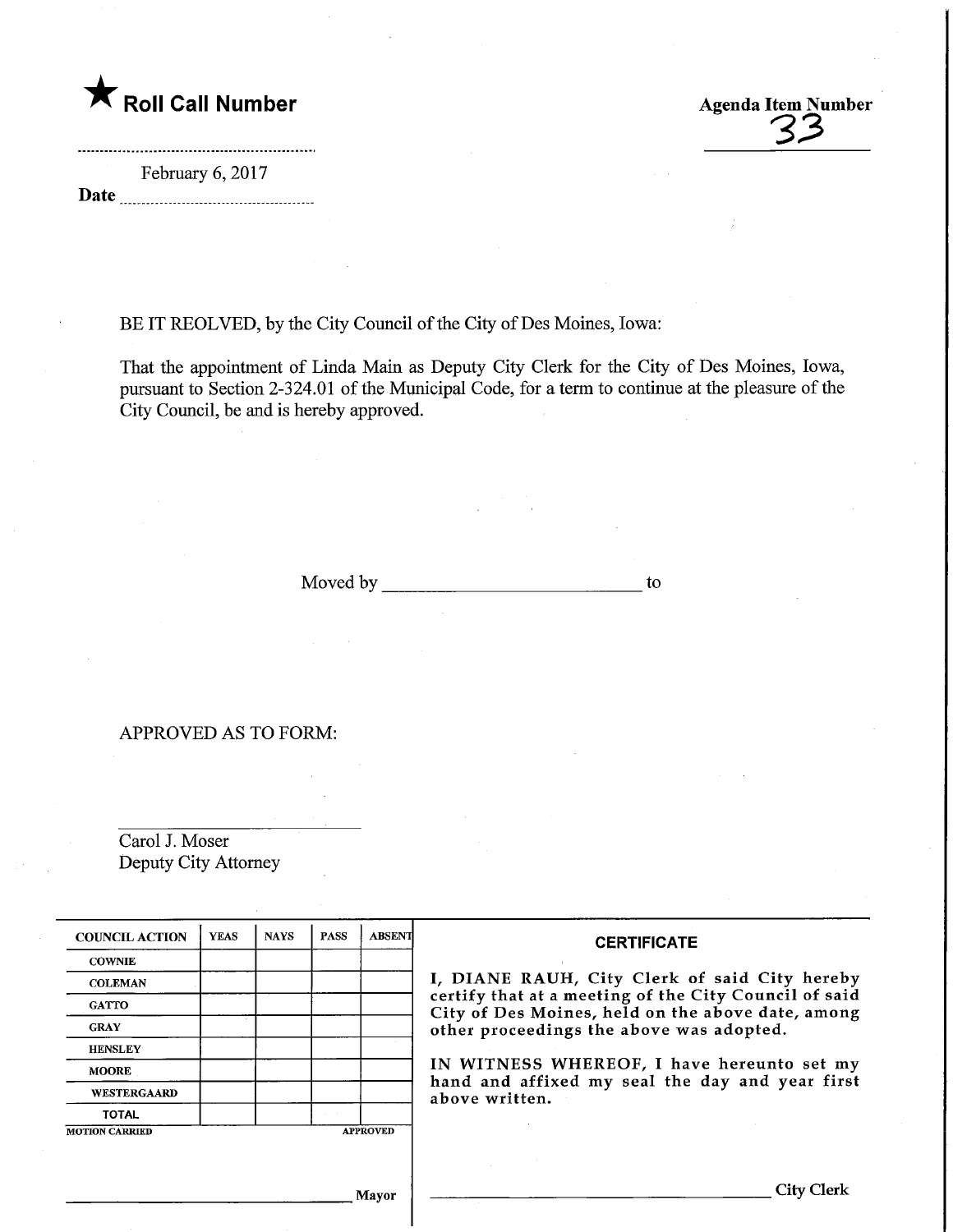★ **Roll Call Number**

**Agenda Item Number**
33

**Date** February 6, 2017

BE IT REOLVED, by the City Council of the City of Des Moines, Iowa:

That the appointment of Linda Main as Deputy City Clerk for the City of Des Moines, Iowa, pursuant to Section 2-324.01 of the Municipal Code, for a term to continue at the pleasure of the City Council, be and is hereby approved.

Moved by ____________________________ to

APPROVED AS TO FORM:

______________________
Carol J. Moser
Deputy City Attorney

| COUNCIL ACTION | YEAS | NAYS | PASS | ABSENT |
|---|---|---|---|---|
| COWNIE | | | | |
| COLEMAN | | | | |
| GATTO | | | | |
| GRAY | | | | |
| HENSLEY | | | | |
| MOORE | | | | |
| WESTERGAARD | | | | |
| TOTAL | | | | |
| MOTION CARRIED | | | | APPROVED |

______________________ Mayor

**CERTIFICATE**

I, DIANE RAUH, City Clerk of said City hereby certify that at a meeting of the City Council of said City of Des Moines, held on the above date, among other proceedings the above was adopted.

IN WITNESS WHEREOF, I have hereunto set my hand and affixed my seal the day and year first above written.

______________________ City Clerk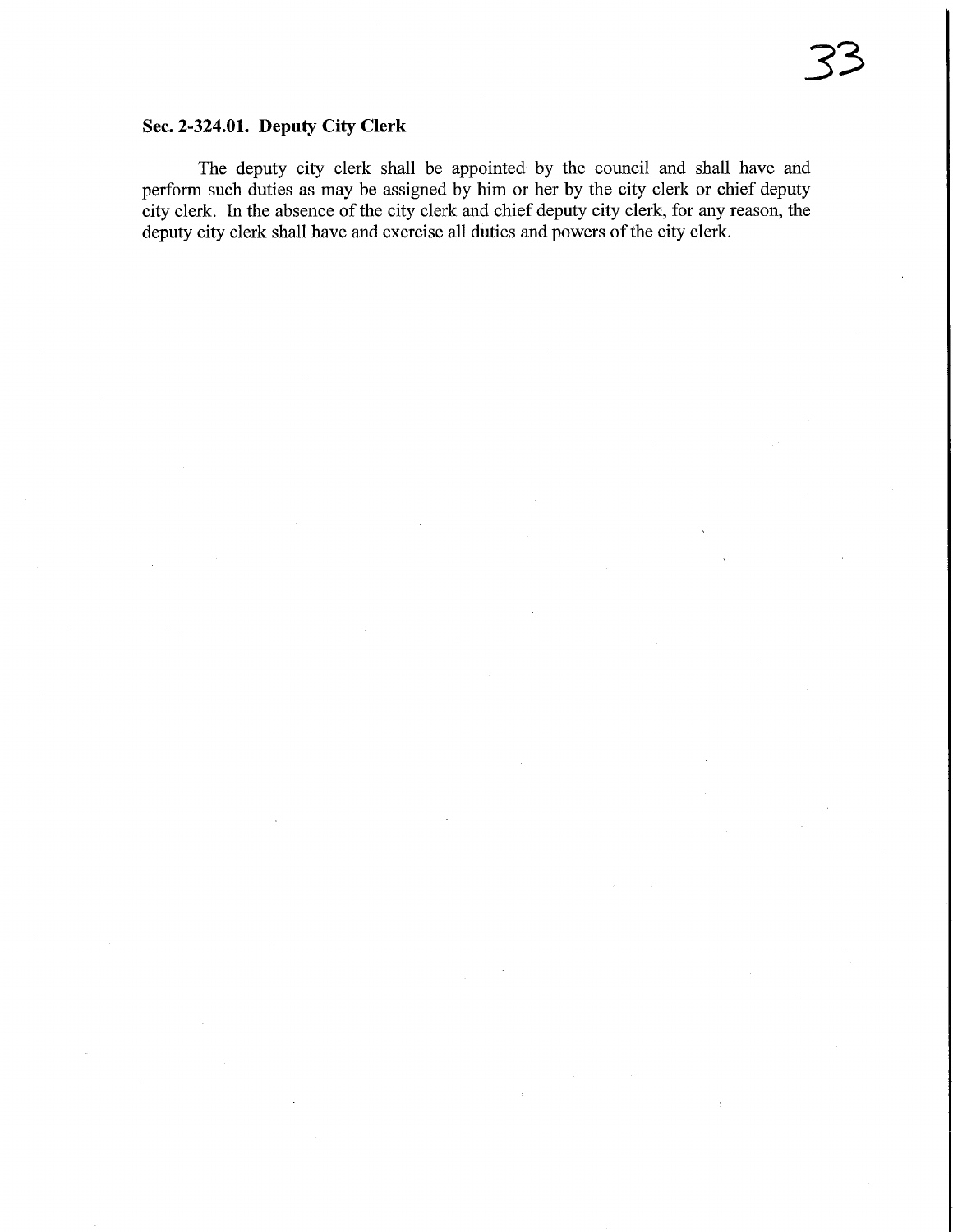**Sec. 2-324.01. Deputy City Clerk**

The deputy city clerk shall be appointed by the council and shall have and perform such duties as may be assigned by him or her by the city clerk or chief deputy city clerk. In the absence of the city clerk and chief deputy city clerk, for any reason, the deputy city clerk shall have and exercise all duties and powers of the city clerk.